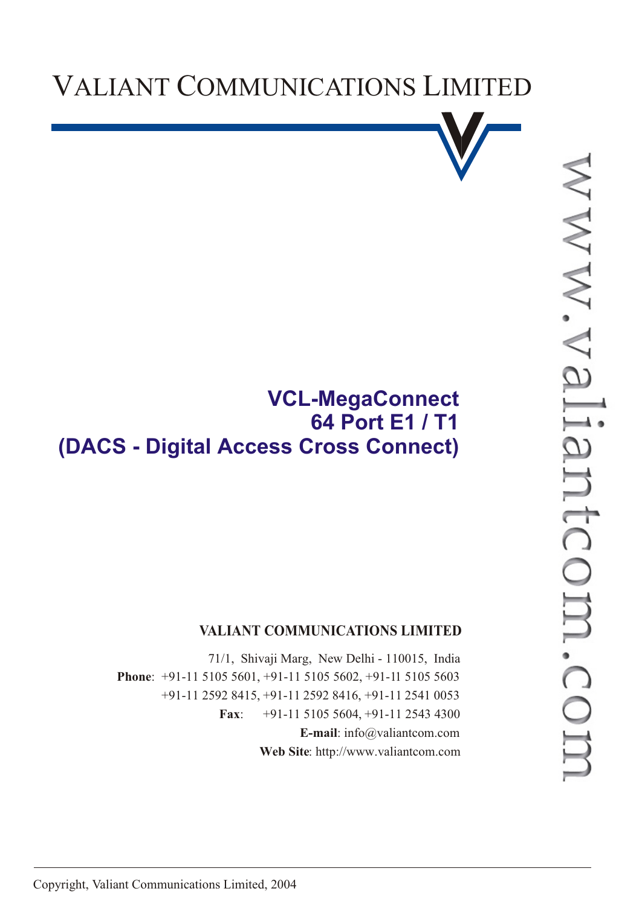# VALIANT COMMUNICATIONS LIMITED

## VCL-MegaConnect
## 64 Port E1 / T1
## (DACS - Digital Access Cross Connect)

www.valiantcom.com

**VALIANT COMMUNICATIONS LIMITED**

71/1, Shivaji Marg, New Delhi - 110015, India

**Phone**: +91-11 5105 5601, +91-11 5105 5602, +91-11 5105 5603
+91-11 2592 8415, +91-11 2592 8416, +91-11 2541 0053

**Fax**: +91-11 5105 5604, +91-11 2543 4300

**E-mail**: info@valiantcom.com

**Web Site**: http://www.valiantcom.com

Copyright, Valiant Communications Limited, 2004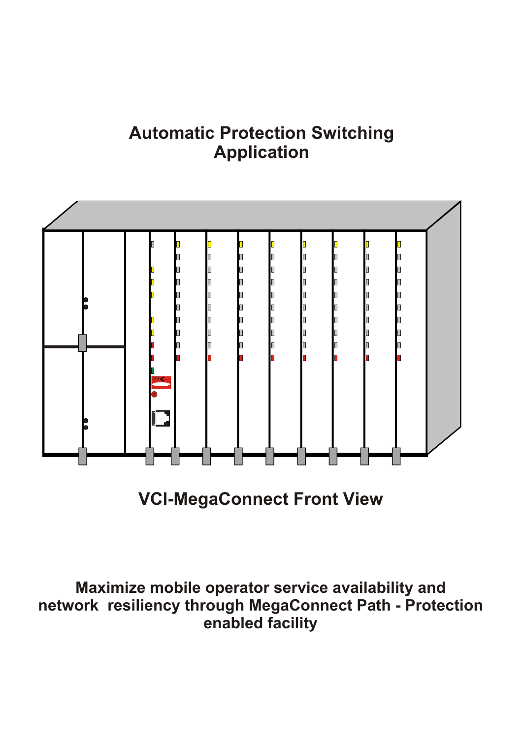# Automatic Protection Switching Application

**VCI-MegaConnect Front View**

**Maximize mobile operator service availability and network resiliency through MegaConnect Path - Protection enabled facility**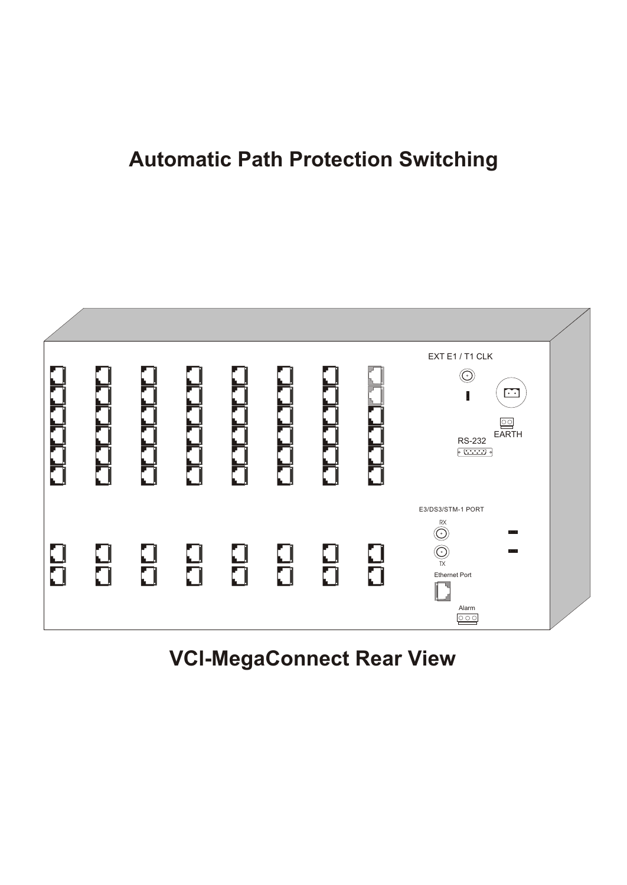# Automatic Path Protection Switching

EXT E1 / T1 CLK

EARTH

RS-232

E3/DS3/STM-1 PORT

RX

TX

Ethernet Port

Alarm

## VCI-MegaConnect Rear View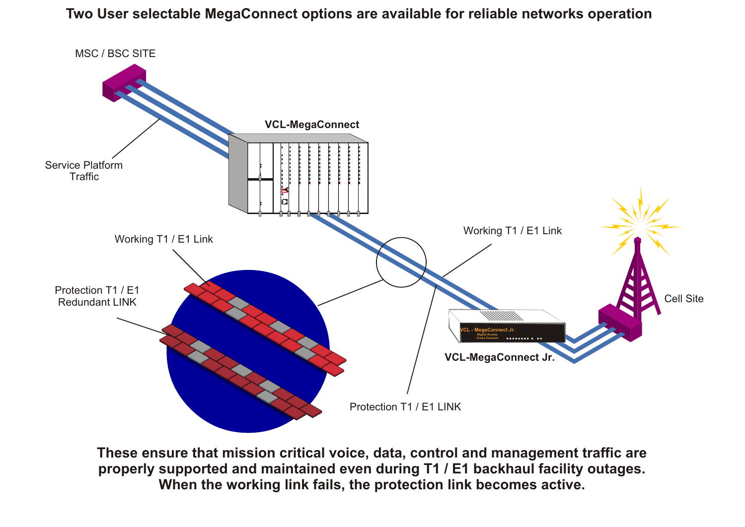**Two User selectable MegaConnect options are available for reliable networks operation**

MSC / BSC SITE

Service Platform Traffic

VCL-MegaConnect

Working T1 / E1 Link

Protection T1 / E1 Redundant LINK

Working T1 / E1 Link

Cell Site

VCL-MegaConnect Jr.

Protection T1 / E1 LINK

**These ensure that mission critical voice, data, control and management traffic are properly supported and maintained even during T1 / E1 backhaul facility outages. When the working link fails, the protection link becomes active.**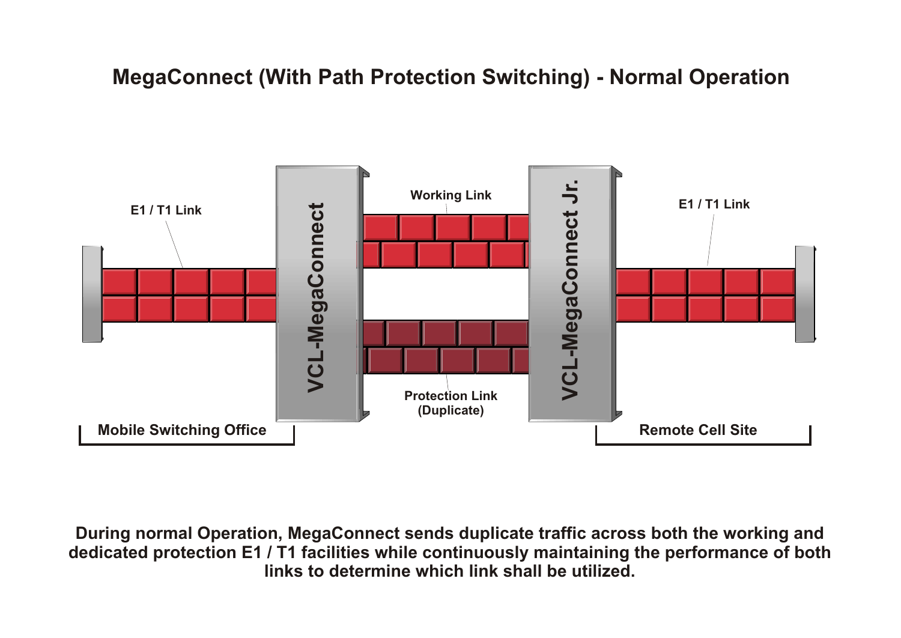# MegaConnect (With Path Protection Switching) - Normal Operation

E1 / T1 Link

VCL-MegaConnect

Working Link

Protection Link (Duplicate)

VCL-MegaConnect Jr.

E1 / T1 Link

Mobile Switching Office

Remote Cell Site

**During normal Operation, MegaConnect sends duplicate traffic across both the working and dedicated protection E1 / T1 facilities while continuously maintaining the performance of both links to determine which link shall be utilized.**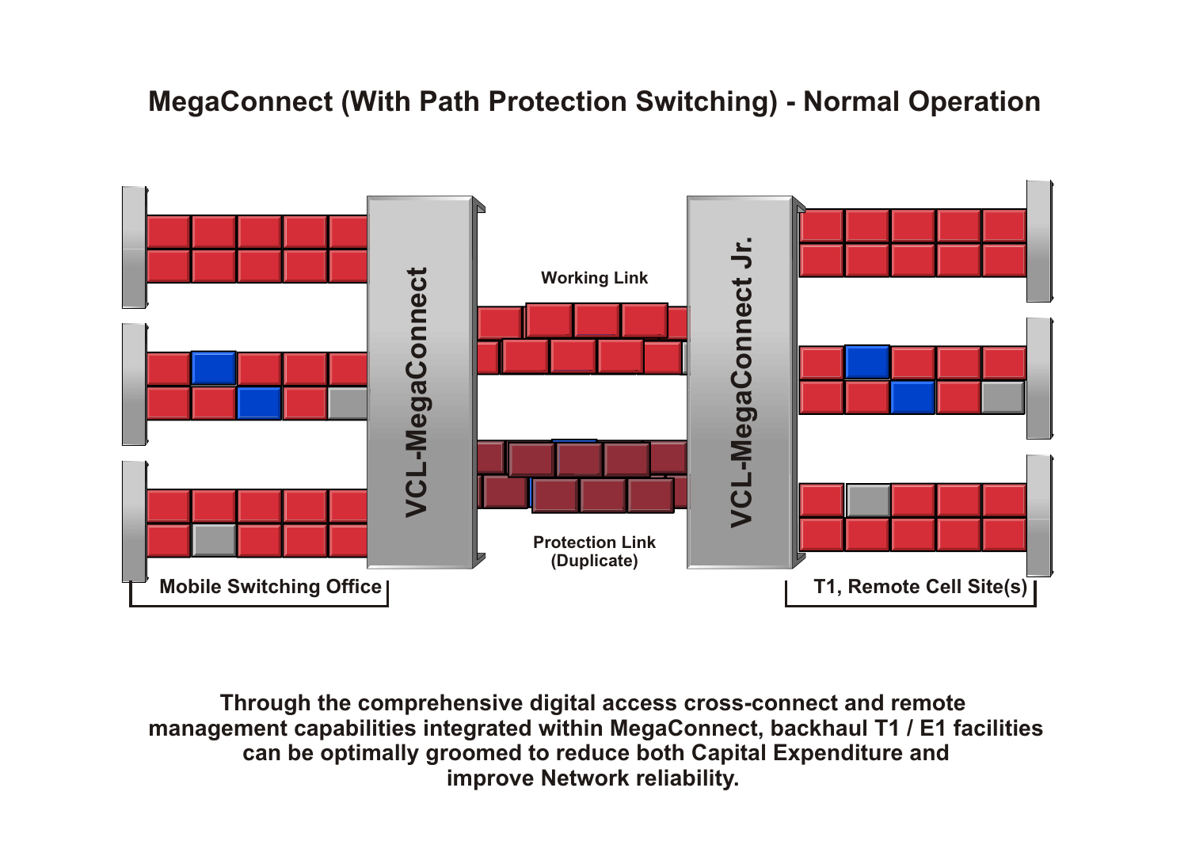# MegaConnect (With Path Protection Switching) - Normal Operation

VCL-MegaConnect

VCL-MegaConnect Jr.

Working Link

Protection Link (Duplicate)

Mobile Switching Office

T1, Remote Cell Site(s)

**Through the comprehensive digital access cross-connect and remote management capabilities integrated within MegaConnect, backhaul T1 / E1 facilities can be optimally groomed to reduce both Capital Expenditure and improve Network reliability.**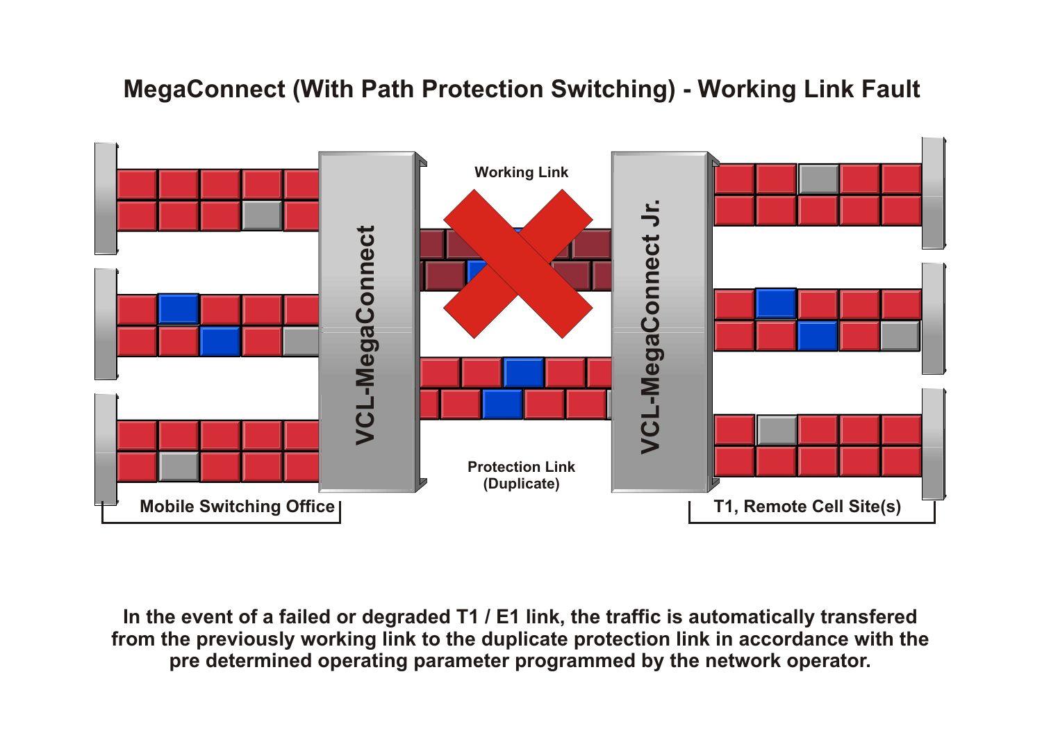# MegaConnect (With Path Protection Switching) - Working Link Fault

Working Link

VCL-MegaConnect

VCL-MegaConnect Jr.

Protection Link (Duplicate)

Mobile Switching Office

T1, Remote Cell Site(s)

**In the event of a failed or degraded T1 / E1 link, the traffic is automatically transfered from the previously working link to the duplicate protection link in accordance with the pre determined operating parameter programmed by the network operator.**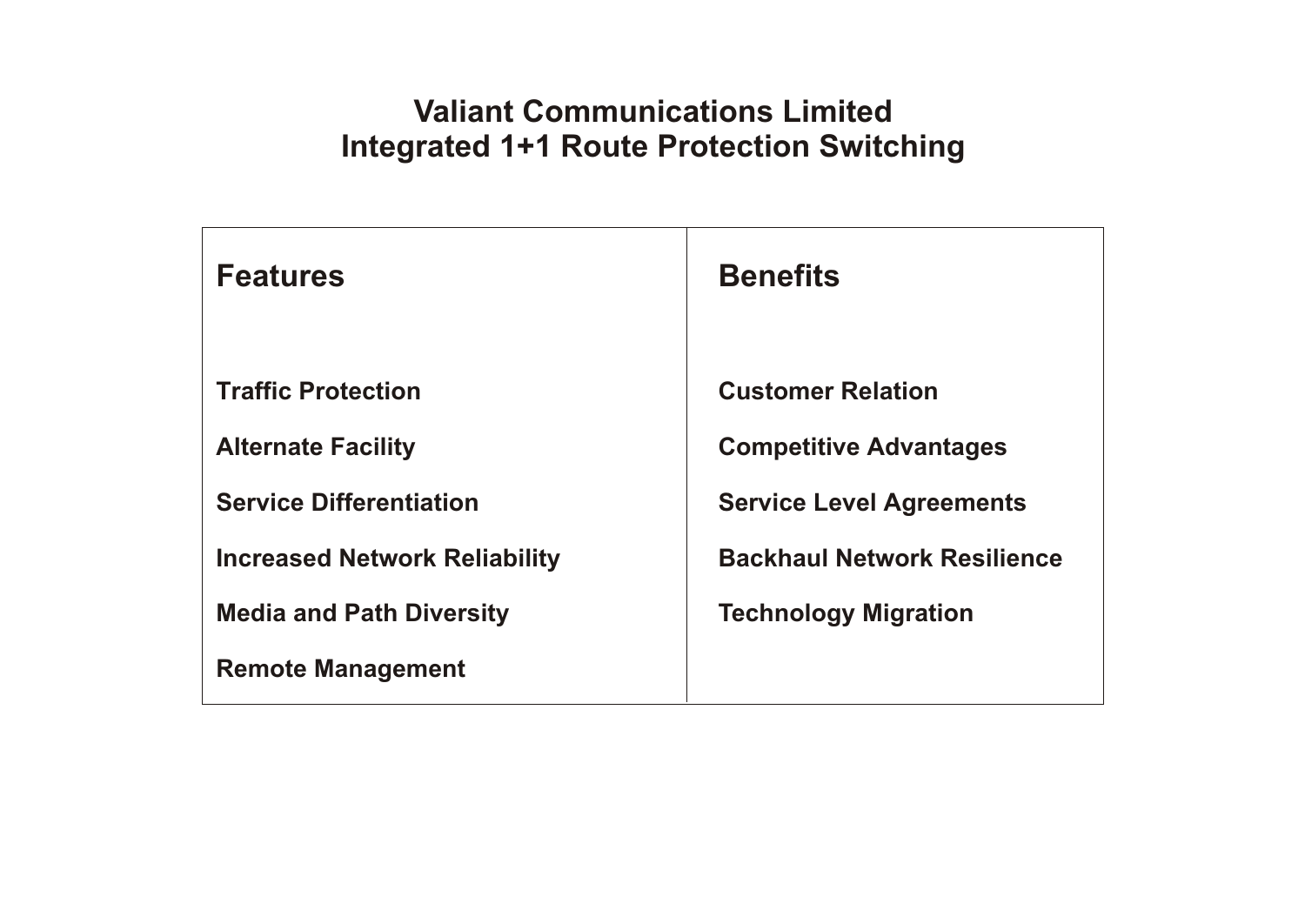# Valiant Communications Limited
# Integrated 1+1 Route Protection Switching

| Features | Benefits |
| --- | --- |
| Traffic Protection | Customer Relation |
| Alternate Facility | Competitive Advantages |
| Service Differentiation | Service Level Agreements |
| Increased Network Reliability | Backhaul Network Resilience |
| Media and Path Diversity | Technology Migration |
| Remote Management | |